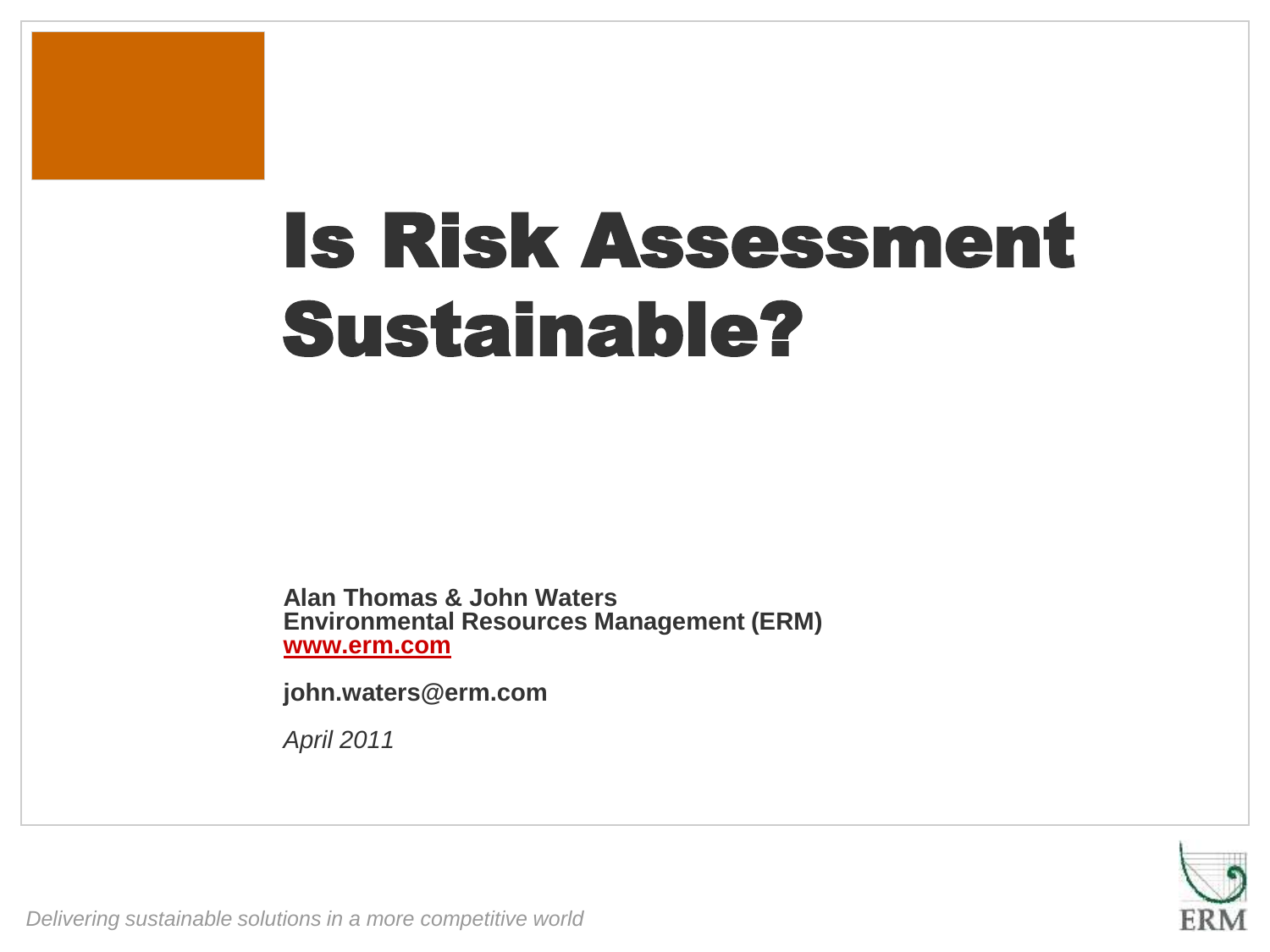# Is Risk Assessment Sustainable?

**Alan Thomas & John Waters**
**Environmental Resources Management (ERM)**
**www.erm.com**

**john.waters@erm.com**

*April 2011*

*Delivering sustainable solutions in a more competitive world*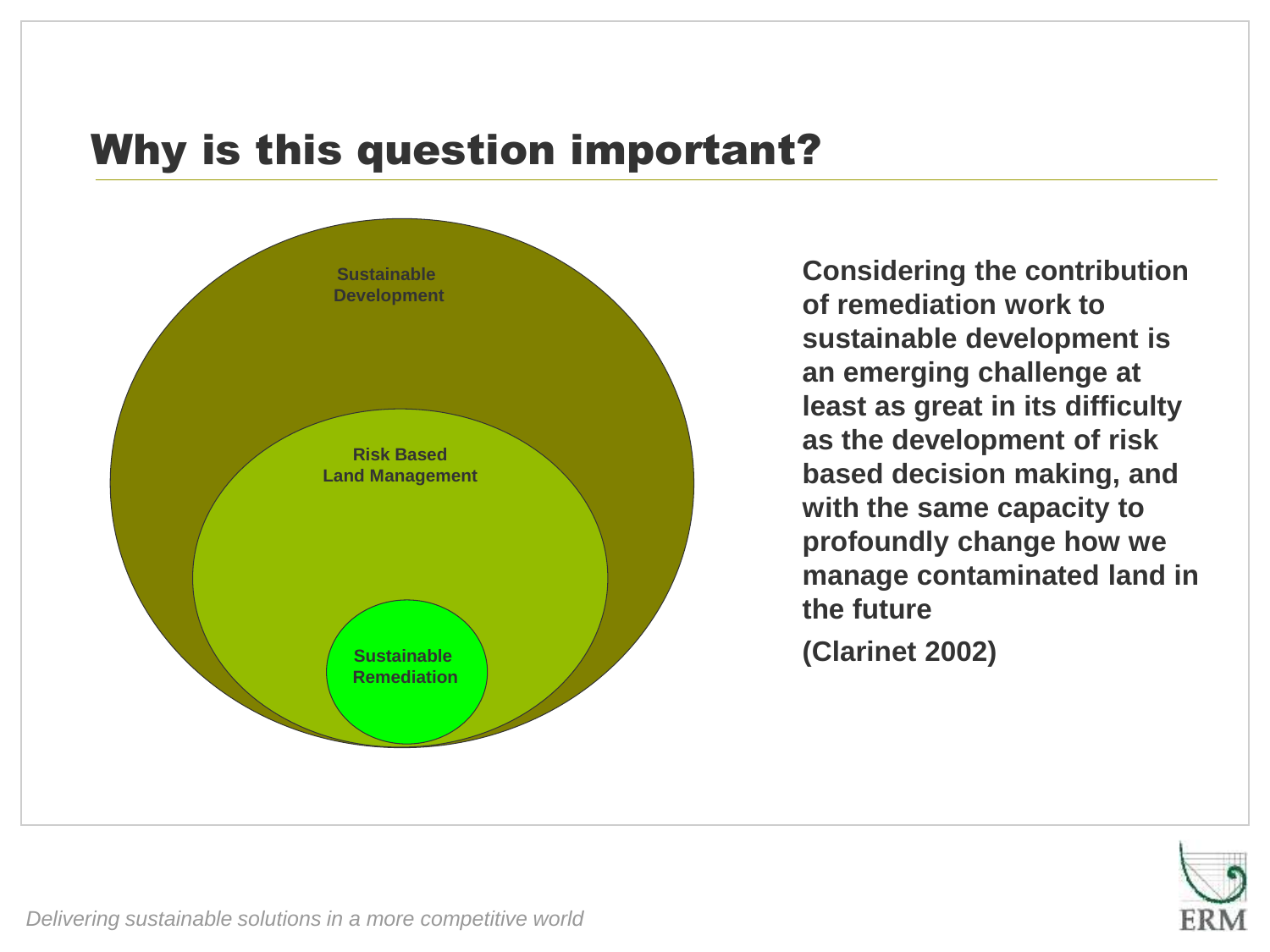# Why is this question important?

Sustainable Development

Risk Based Land Management

Sustainable Remediation

**Considering the contribution of remediation work to sustainable development is an emerging challenge at least as great in its difficulty as the development of risk based decision making, and with the same capacity to profoundly change how we manage contaminated land in the future**

**(Clarinet 2002)**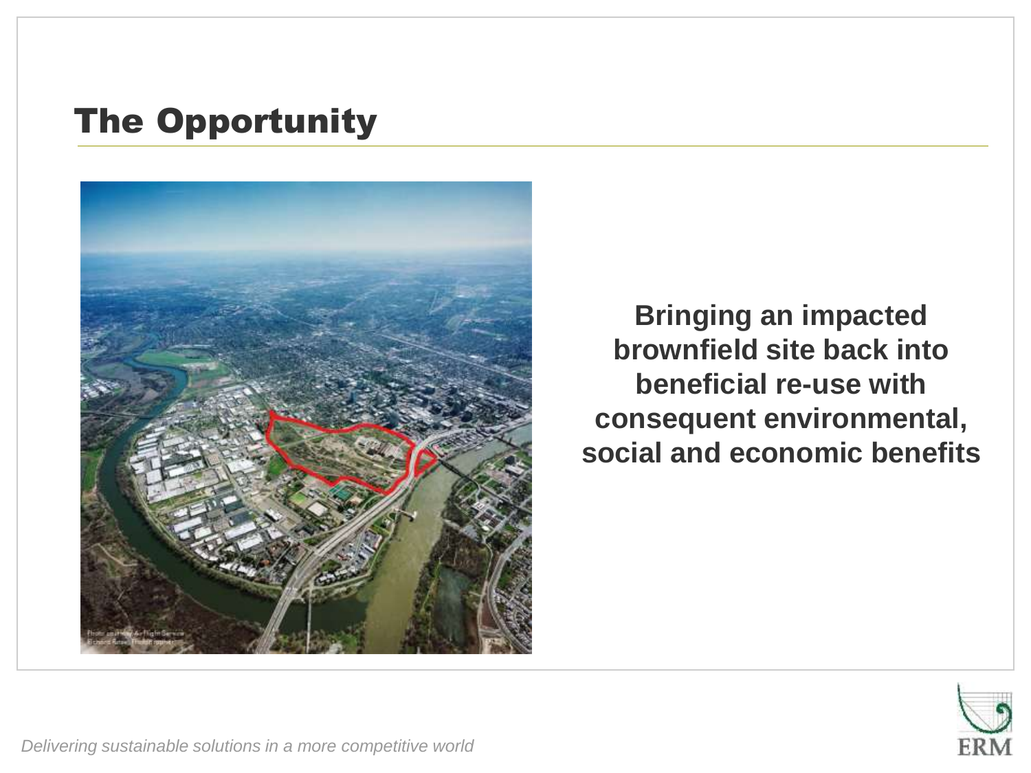# The Opportunity

**Bringing an impacted brownfield site back into beneficial re-use with consequent environmental, social and economic benefits**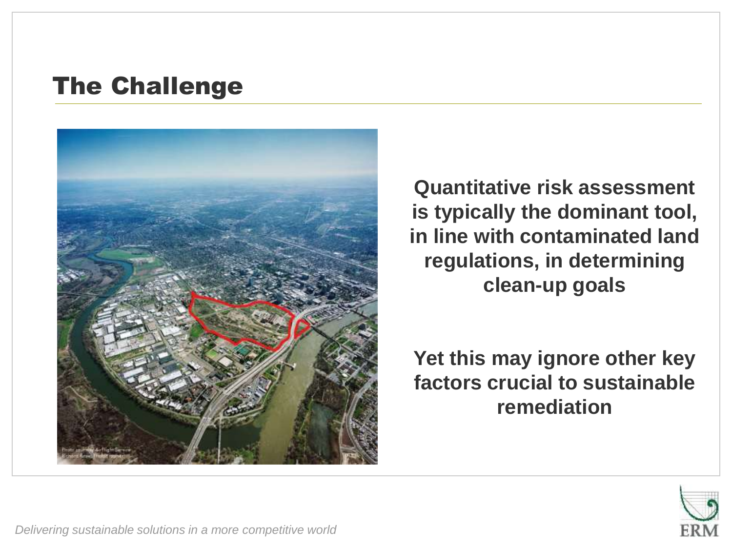## The Challenge

**Quantitative risk assessment is typically the dominant tool, in line with contaminated land regulations, in determining clean-up goals**

**Yet this may ignore other key factors crucial to sustainable remediation**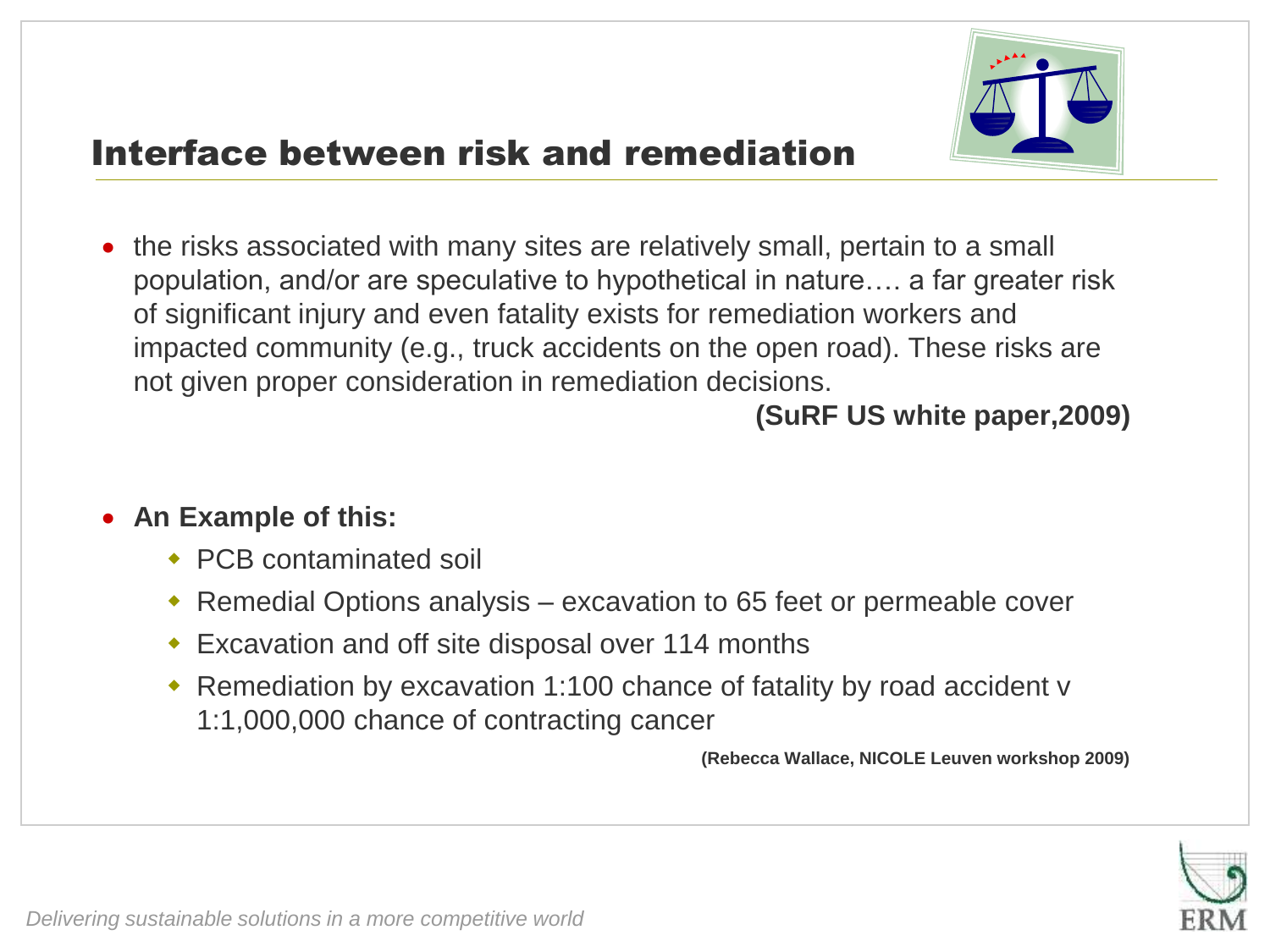# Interface between risk and remediation

- the risks associated with many sites are relatively small, pertain to a small population, and/or are speculative to hypothetical in nature…. a far greater risk of significant injury and even fatality exists for remediation workers and impacted community (e.g., truck accidents on the open road). These risks are not given proper consideration in remediation decisions.

  **(SuRF US white paper,2009)**

- **An Example of this:**
  - PCB contaminated soil
  - Remedial Options analysis – excavation to 65 feet or permeable cover
  - Excavation and off site disposal over 114 months
  - Remediation by excavation 1:100 chance of fatality by road accident v 1:1,000,000 chance of contracting cancer

**(Rebecca Wallace, NICOLE Leuven workshop 2009)**

*Delivering sustainable solutions in a more competitive world*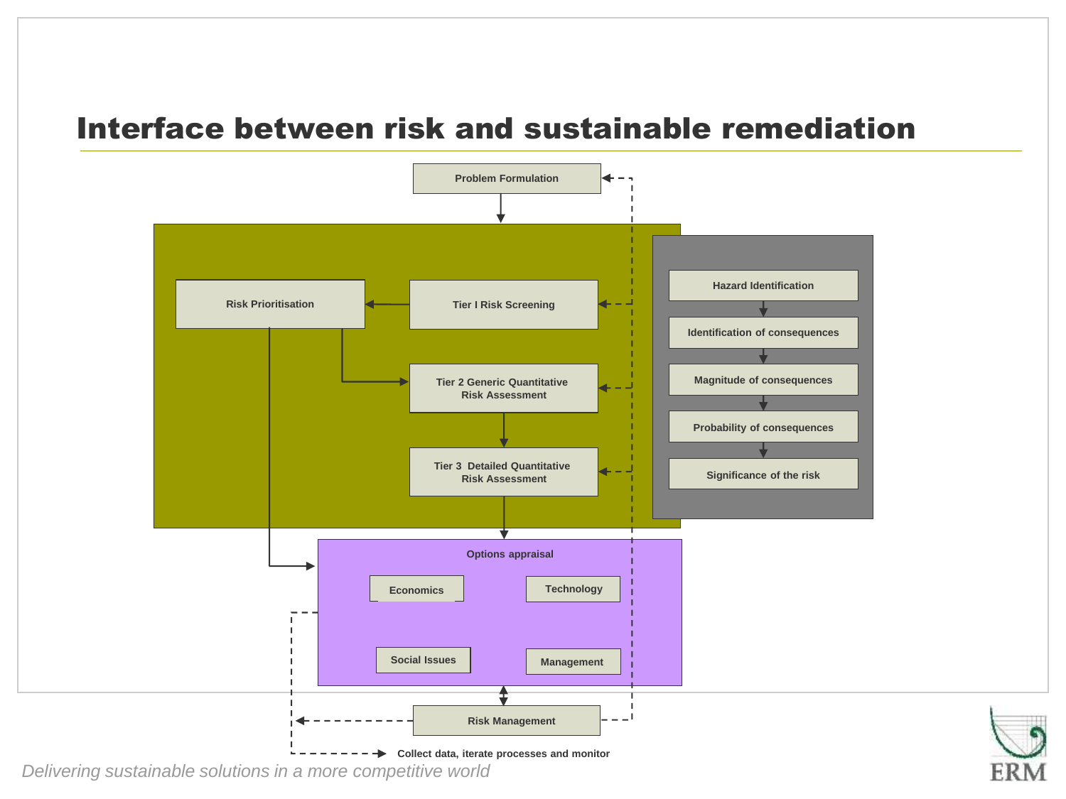# Interface between risk and sustainable remediation

- Problem Formulation
- Risk Prioritisation
- Tier I Risk Screening
- Tier 2 Generic Quantitative Risk Assessment
- Tier 3 Detailed Quantitative Risk Assessment
- Hazard Identification
- Identification of consequences
- Magnitude of consequences
- Probability of consequences
- Significance of the risk
- Options appraisal
  - Economics
  - Technology
  - Social Issues
  - Management
- Risk Management
- Collect data, iterate processes and monitor

*Delivering sustainable solutions in a more competitive world*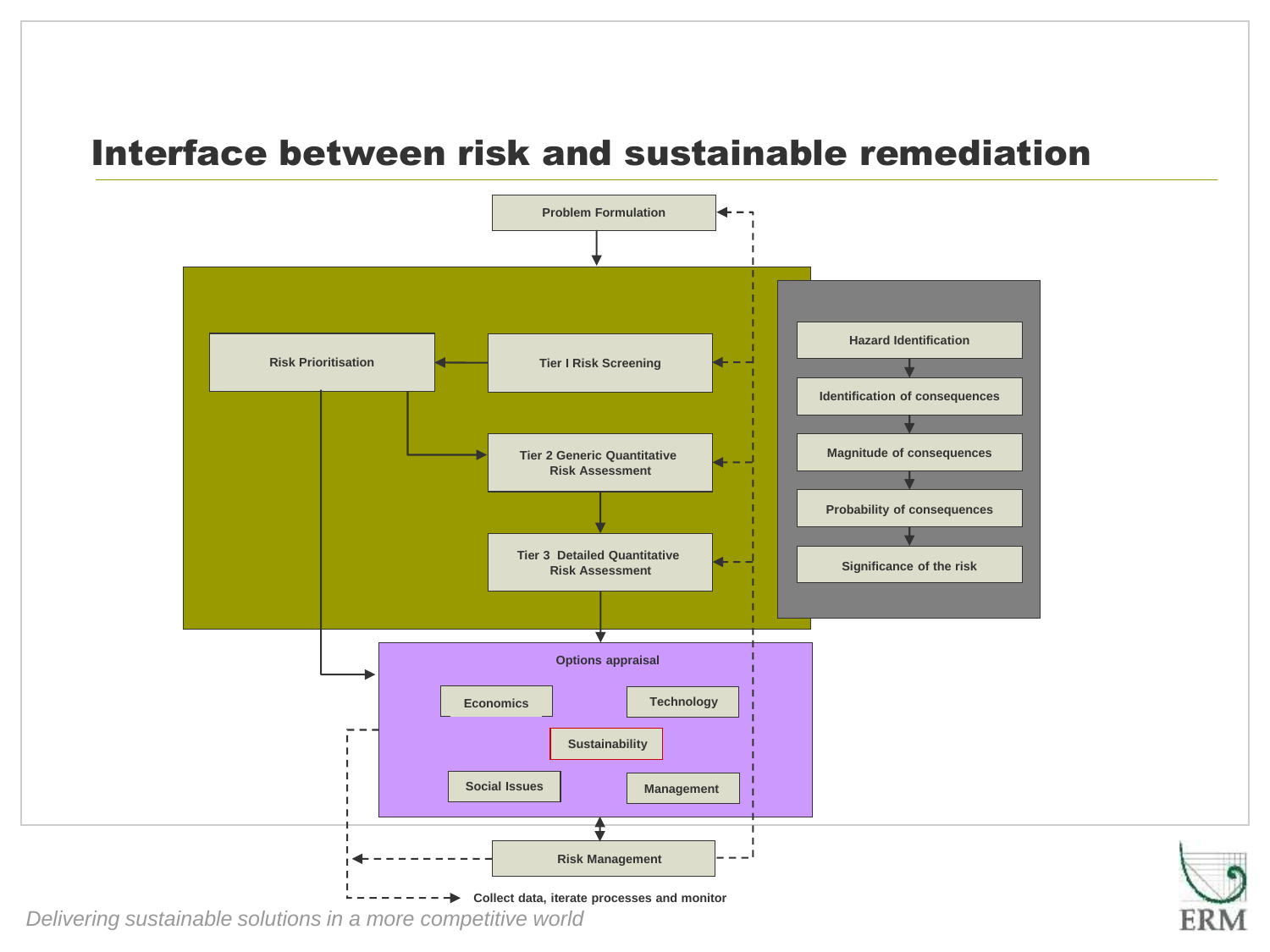# Interface between risk and sustainable remediation

Problem Formulation

Risk Prioritisation

Tier I Risk Screening

Tier 2 Generic Quantitative Risk Assessment

Tier 3 Detailed Quantitative Risk Assessment

Hazard Identification

Identification of consequences

Magnitude of consequences

Probability of consequences

Significance of the risk

Options appraisal

Economics

Technology

Sustainability

Social Issues

Management

Risk Management

Collect data, iterate processes and monitor

*Delivering sustainable solutions in a more competitive world*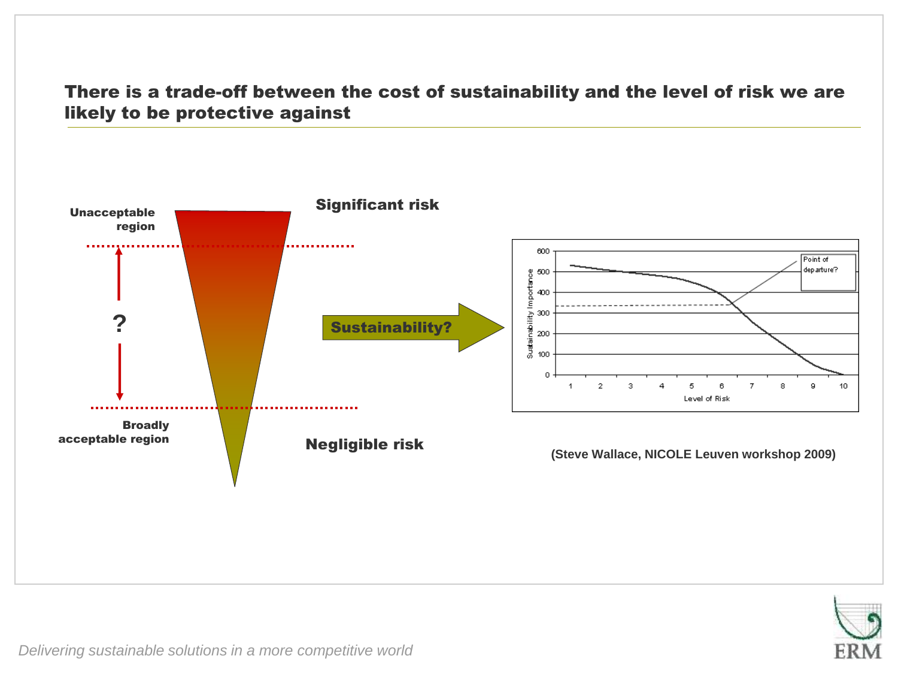## There is a trade-off between the cost of sustainability and the level of risk we are likely to be protective against

Unacceptable region

Significant risk

?

Sustainability?

Broadly acceptable region

Negligible risk

Point of departure?

Sustainability Importance

Level of Risk

(Steve Wallace, NICOLE Leuven workshop 2009)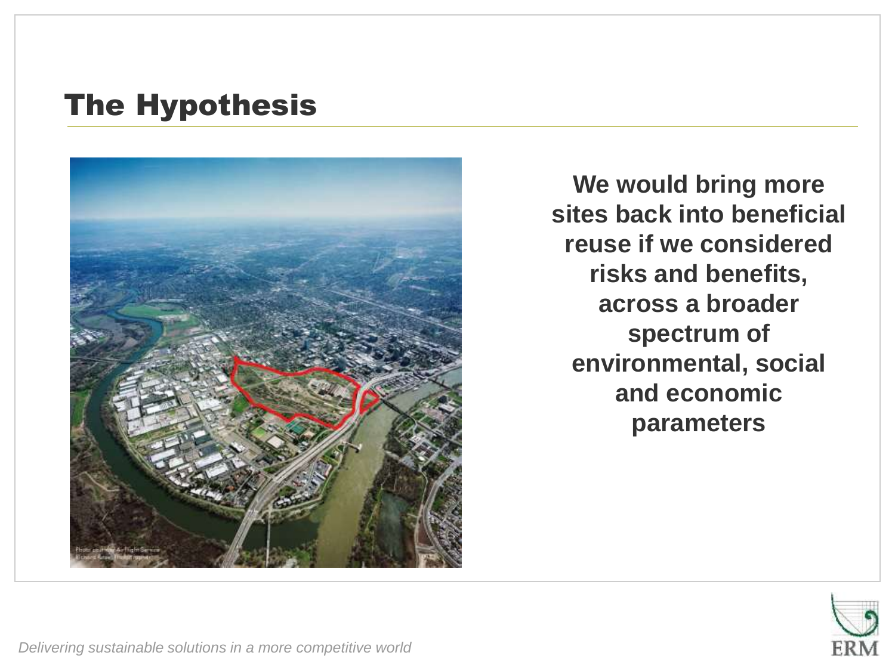# The Hypothesis

**We would bring more sites back into beneficial reuse if we considered risks and benefits, across a broader spectrum of environmental, social and economic parameters**

*Delivering sustainable solutions in a more competitive world*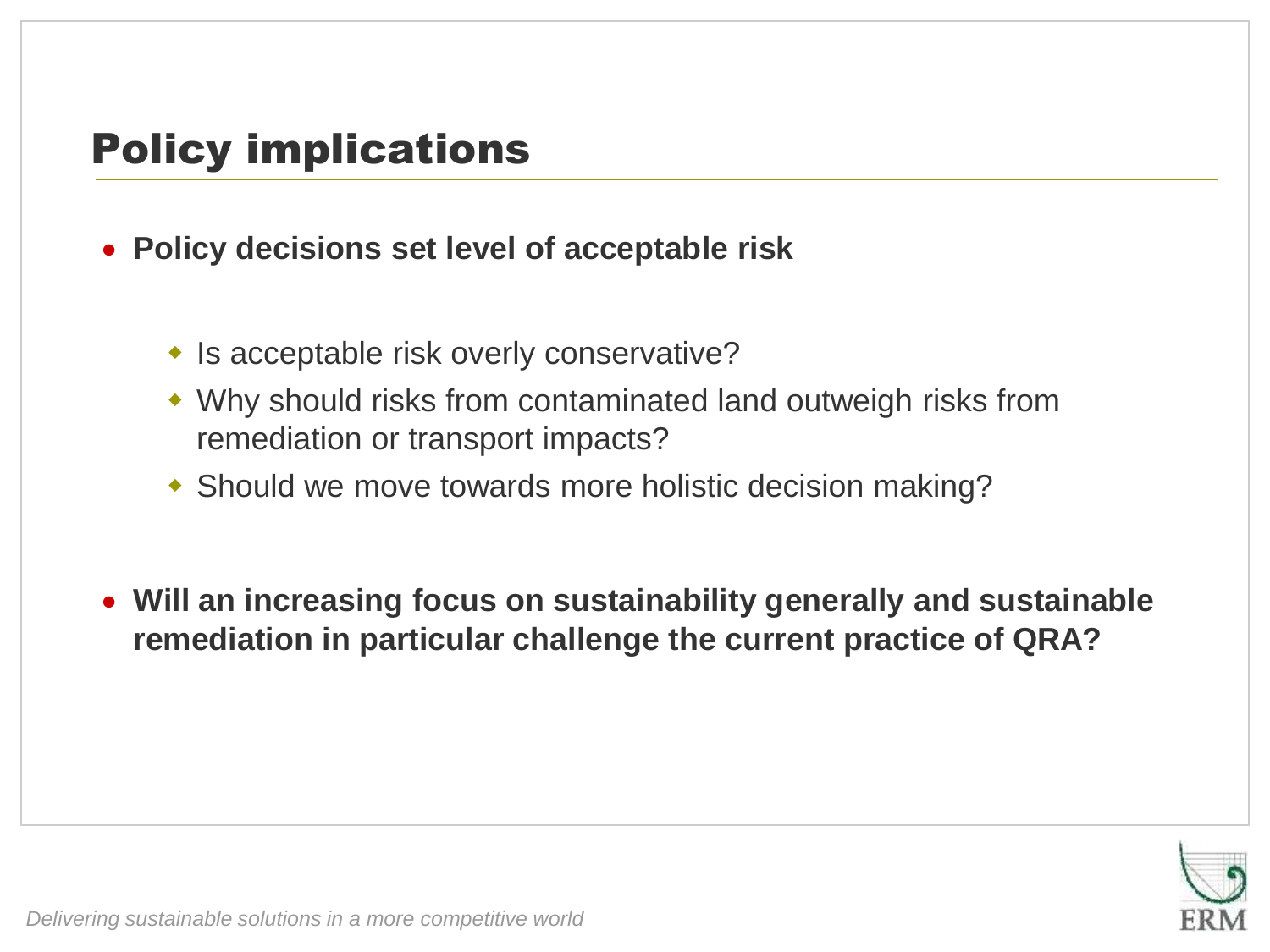# Policy implications

- **Policy decisions set level of acceptable risk**
  - Is acceptable risk overly conservative?
  - Why should risks from contaminated land outweigh risks from remediation or transport impacts?
  - Should we move towards more holistic decision making?
- **Will an increasing focus on sustainability generally and sustainable remediation in particular challenge the current practice of QRA?**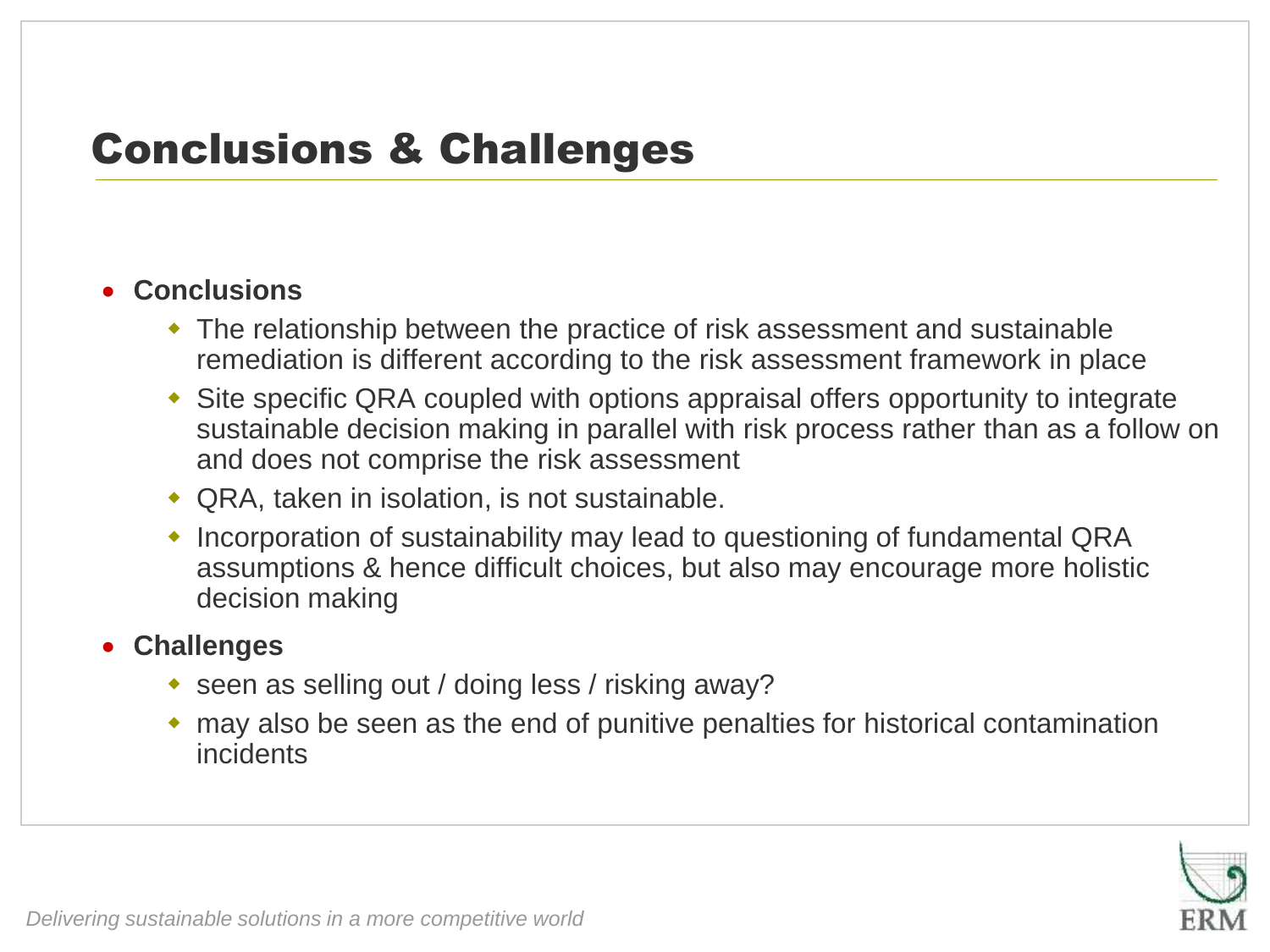# Conclusions & Challenges

- **Conclusions**
  - The relationship between the practice of risk assessment and sustainable remediation is different according to the risk assessment framework in place
  - Site specific QRA coupled with options appraisal offers opportunity to integrate sustainable decision making in parallel with risk process rather than as a follow on and does not comprise the risk assessment
  - QRA, taken in isolation, is not sustainable.
  - Incorporation of sustainability may lead to questioning of fundamental QRA assumptions & hence difficult choices, but also may encourage more holistic decision making
- **Challenges**
  - seen as selling out / doing less / risking away?
  - may also be seen as the end of punitive penalties for historical contamination incidents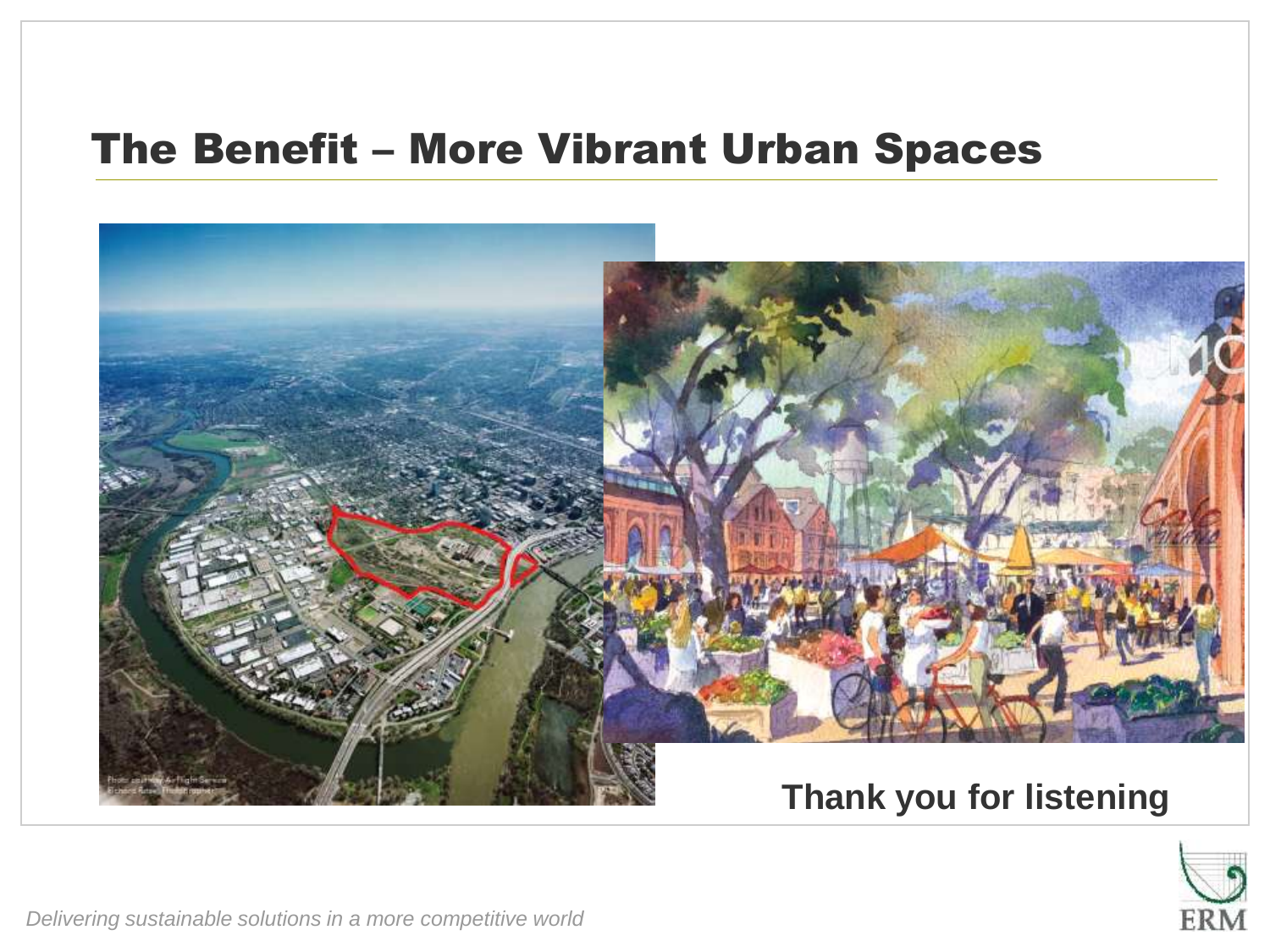# The Benefit – More Vibrant Urban Spaces

**Thank you for listening**

*Delivering sustainable solutions in a more competitive world*